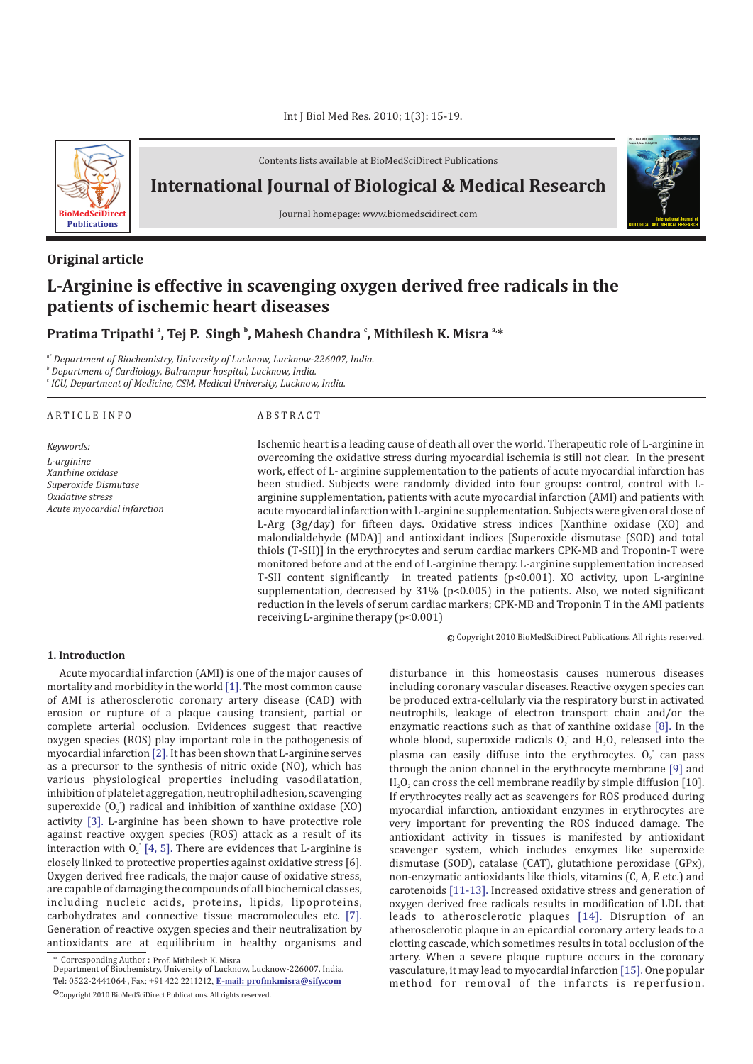Contents lists available at BioMedSciDirect Publications

# International Journal of Biological & Medical Research

Journal homepage: www.biomedscidirect.com

## Original article

# L-Arginine is effective in scavenging oxygen derived free radicals in the patients of ischemic heart diseases

**Pratima Tripathi [a], Tej P. Singh [b], Mahesh Chandra [c], Mithilesh K. Misra [a,*]**

[a*] Department of Biochemistry, University of Lucknow, Lucknow-226007, India.
[b] Department of Cardiology, Balrampur hospital, Lucknow, India.
[c] ICU, Department of Medicine, CSM, Medical University, Lucknow, India.

ARTICLE INFO

*Keywords:*
*L-arginine*
*Xanthine oxidase*
*Superoxide Dismutase*
*Oxidative stress*
*Acute myocardial infarction*

ABSTRACT

Ischemic heart is a leading cause of death all over the world. Therapeutic role of L-arginine in overcoming the oxidative stress during myocardial ischemia is still not clear. In the present work, effect of L- arginine supplementation to the patients of acute myocardial infarction has been studied. Subjects were randomly divided into four groups: control, control with L-arginine supplementation, patients with acute myocardial infarction (AMI) and patients with acute myocardial infarction with L-arginine supplementation. Subjects were given oral dose of L-Arg (3g/day) for fifteen days. Oxidative stress indices [Xanthine oxidase (XO) and malondialdehyde (MDA)] and antioxidant indices [Superoxide dismutase (SOD) and total thiols (T-SH)] in the erythrocytes and serum cardiac markers CPK-MB and Troponin-T were monitored before and at the end of L-arginine therapy. L-arginine supplementation increased T-SH content significantly in treated patients ($p<0.001$). XO activity, upon L-arginine supplementation, decreased by 31% ($p<0.005$) in the patients. Also, we noted significant reduction in the levels of serum cardiac markers; CPK-MB and Troponin T in the AMI patients receiving L-arginine therapy ($p<0.001$)

© Copyright 2010 BioMedSciDirect Publications. All rights reserved.

## 1. Introduction

Acute myocardial infarction (AMI) is one of the major causes of mortality and morbidity in the world [1]. The most common cause of AMI is atherosclerotic coronary artery disease (CAD) with erosion or rupture of a plaque causing transient, partial or complete arterial occlusion. Evidences suggest that reactive oxygen species (ROS) play important role in the pathogenesis of myocardial infarction [2]. It has been shown that L-arginine serves as a precursor to the synthesis of nitric oxide (NO), which has various physiological properties including vasodilatation, inhibition of platelet aggregation, neutrophil adhesion, scavenging superoxide ($O_2^{.-}$) radical and inhibition of xanthine oxidase (XO) activity [3]. L-arginine has been shown to have protective role against reactive oxygen species (ROS) attack as a result of its interaction with $O_2^{.-}$ [4, 5]. There are evidences that L-arginine is closely linked to protective properties against oxidative stress [6]. Oxygen derived free radicals, the major cause of oxidative stress, are capable of damaging the compounds of all biochemical classes, including nucleic acids, proteins, lipids, lipoproteins, carbohydrates and connective tissue macromolecules etc. [7]. Generation of reactive oxygen species and their neutralization by antioxidants are at equilibrium in healthy organisms and disturbance in this homeostasis causes numerous diseases including coronary vascular diseases. Reactive oxygen species can be produced extra-cellularly via the respiratory burst in activated neutrophils, leakage of electron transport chain and/or the enzymatic reactions such as that of xanthine oxidase [8]. In the whole blood, superoxide radicals $O_2^{.-}$ and $H_2O_2$ released into the plasma can easily diffuse into the erythrocytes. $O_2^{.-}$ can pass through the anion channel in the erythrocyte membrane [9] and $H_2O_2$ can cross the cell membrane readily by simple diffusion [10]. If erythrocytes really act as scavengers for ROS produced during myocardial infarction, antioxidant enzymes in erythrocytes are very important for preventing the ROS induced damage. The antioxidant activity in tissues is manifested by antioxidant scavenger system, which includes enzymes like superoxide dismutase (SOD), catalase (CAT), glutathione peroxidase (GPx), non-enzymatic antioxidants like thiols, vitamins (C, A, E etc.) and carotenoids [11-13]. Increased oxidative stress and generation of oxygen derived free radicals results in modification of LDL that leads to atherosclerotic plaques [14]. Disruption of an atherosclerotic plaque in an epicardial coronary artery leads to a clotting cascade, which sometimes results in total occlusion of the artery. When a severe plaque rupture occurs in the coronary vasculature, it may lead to myocardial infarction [15]. One popular method for removal of the infarcts is reperfusion.

\* Corresponding Author : Prof. Mithilesh K. Misra
Department of Biochemistry, University of Lucknow, Lucknow-226007, India.
Tel: 0522-2441064 , Fax: +91 422 2211212, **E-mail: profmkmisra@sify.com**

©Copyright 2010 BioMedSciDirect Publications. All rights reserved.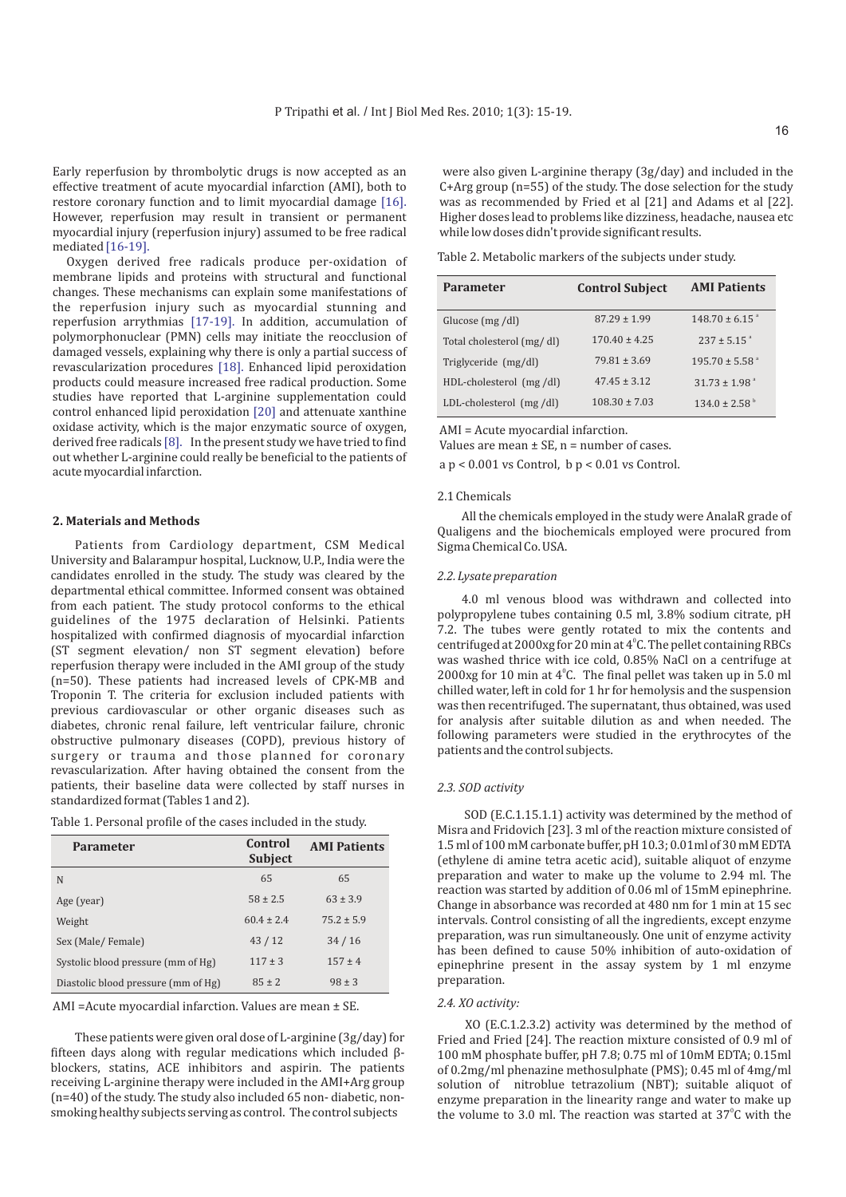Early reperfusion by thrombolytic drugs is now accepted as an effective treatment of acute myocardial infarction (AMI), both to restore coronary function and to limit myocardial damage [16]. However, reperfusion may result in transient or permanent myocardial injury (reperfusion injury) assumed to be free radical mediated [16-19].

Oxygen derived free radicals produce per-oxidation of membrane lipids and proteins with structural and functional changes. These mechanisms can explain some manifestations of the reperfusion injury such as myocardial stunning and reperfusion arrythmias [17-19]. In addition, accumulation of polymorphonuclear (PMN) cells may initiate the reocclusion of damaged vessels, explaining why there is only a partial success of revascularization procedures [18]. Enhanced lipid peroxidation products could measure increased free radical production. Some studies have reported that L-arginine supplementation could control enhanced lipid peroxidation [20] and attenuate xanthine oxidase activity, which is the major enzymatic source of oxygen, derived free radicals [8]. In the present study we have tried to find out whether L-arginine could really be beneficial to the patients of acute myocardial infarction.

## 2. Materials and Methods

Patients from Cardiology department, CSM Medical University and Balarampur hospital, Lucknow, U.P., India were the candidates enrolled in the study. The study was cleared by the departmental ethical committee. Informed consent was obtained from each patient. The study protocol conforms to the ethical guidelines of the 1975 declaration of Helsinki. Patients hospitalized with confirmed diagnosis of myocardial infarction (ST segment elevation/ non ST segment elevation) before reperfusion therapy were included in the AMI group of the study (n=50). These patients had increased levels of CPK-MB and Troponin T. The criteria for exclusion included patients with previous cardiovascular or other organic diseases such as diabetes, chronic renal failure, left ventricular failure, chronic obstructive pulmonary diseases (COPD), previous history of surgery or trauma and those planned for coronary revascularization. After having obtained the consent from the patients, their baseline data were collected by staff nurses in standardized format (Tables 1 and 2).

Table 1. Personal profile of the cases included in the study.

| Parameter | Control Subject | AMI Patients |
|---|---|---|
| N | 65 | 65 |
| Age (year) | 58 ± 2.5 | 63 ± 3.9 |
| Weight | 60.4 ± 2.4 | 75.2 ± 5.9 |
| Sex (Male/ Female) | 43 / 12 | 34 / 16 |
| Systolic blood pressure (mm of Hg) | 117 ± 3 | 157 ± 4 |
| Diastolic blood pressure (mm of Hg) | 85 ± 2 | 98 ± 3 |

AMI =Acute myocardial infarction. Values are mean ± SE.

These patients were given oral dose of L-arginine (3g/day) for fifteen days along with regular medications which included β-blockers, statins, ACE inhibitors and aspirin. The patients receiving L-arginine therapy were included in the AMI+Arg group (n=40) of the study. The study also included 65 non- diabetic, non-smoking healthy subjects serving as control. The control subjects were also given L-arginine therapy (3g/day) and included in the C+Arg group (n=55) of the study. The dose selection for the study was as recommended by Fried et al [21] and Adams et al [22]. Higher doses lead to problems like dizziness, headache, nausea etc while low doses didn't provide significant results.

Table 2. Metabolic markers of the subjects under study.

| Parameter | Control Subject | AMI Patients |
|---|---|---|
| Glucose (mg /dl) | 87.29 ± 1.99 | 148.70 ± 6.15 [a] |
| Total cholesterol (mg/ dl) | 170.40 ± 4.25 | 237 ± 5.15 [a] |
| Triglyceride (mg/dl) | 79.81 ± 3.69 | 195.70 ± 5.58 [a] |
| HDL-cholesterol (mg /dl) | 47.45 ± 3.12 | 31.73 ± 1.98 [a] |
| LDL-cholesterol (mg /dl) | 108.30 ± 7.03 | 134.0 ± 2.58 [b] |

AMI = Acute myocardial infarction.
Values are mean ± SE, n = number of cases.
a $p < 0.001$ vs Control, b $p < 0.01$ vs Control.

### 2.1 Chemicals

All the chemicals employed in the study were AnalaR grade of Qualigens and the biochemicals employed were procured from Sigma Chemical Co. USA.

### *2.2. Lysate preparation*

4.0 ml venous blood was withdrawn and collected into polypropylene tubes containing 0.5 ml, 3.8% sodium citrate, pH 7.2. The tubes were gently rotated to mix the contents and centrifuged at 2000xg for 20 min at $4^0$C. The pellet containing RBCs was washed thrice with ice cold, 0.85% NaCl on a centrifuge at 2000xg for 10 min at $4^0$C. The final pellet was taken up in 5.0 ml chilled water, left in cold for 1 hr for hemolysis and the suspension was then recentrifuged. The supernatant, thus obtained, was used for analysis after suitable dilution as and when needed. The following parameters were studied in the erythrocytes of the patients and the control subjects.

### *2.3. SOD activity*

SOD (E.C.1.15.1.1) activity was determined by the method of Misra and Fridovich [23]. 3 ml of the reaction mixture consisted of 1.5 ml of 100 mM carbonate buffer, pH 10.3; 0.01ml of 30 mM EDTA (ethylene di amine tetra acetic acid), suitable aliquot of enzyme preparation and water to make up the volume to 2.94 ml. The reaction was started by addition of 0.06 ml of 15mM epinephrine. Change in absorbance was recorded at 480 nm for 1 min at 15 sec intervals. Control consisting of all the ingredients, except enzyme preparation, was run simultaneously. One unit of enzyme activity has been defined to cause 50% inhibition of auto-oxidation of epinephrine present in the assay system by 1 ml enzyme preparation.

### *2.4. XO activity:*

XO (E.C.1.2.3.2) activity was determined by the method of Fried and Fried [24]. The reaction mixture consisted of 0.9 ml of 100 mM phosphate buffer, pH 7.8; 0.75 ml of 10mM EDTA; 0.15ml of 0.2mg/ml phenazine methosulphate (PMS); 0.45 ml of 4mg/ml solution of nitroblue tetrazolium (NBT); suitable aliquot of enzyme preparation in the linearity range and water to make up the volume to 3.0 ml. The reaction was started at $37^0$C with the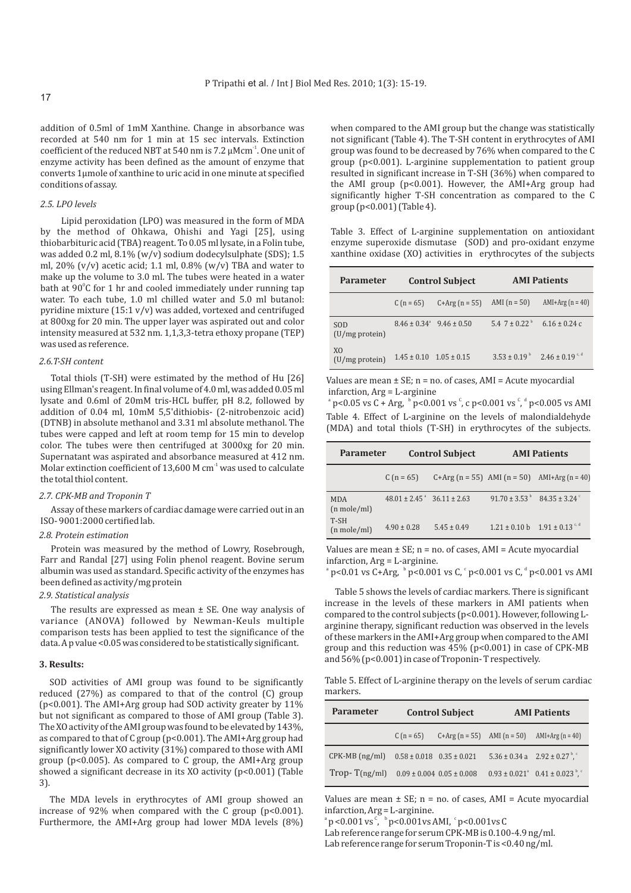addition of 0.5ml of 1mM Xanthine. Change in absorbance was recorded at 540 nm for 1 min at 15 sec intervals. Extinction coefficient of the reduced NBT at 540 nm is 7.2 $\mu Mcm^{-1}$. One unit of enzyme activity has been defined as the amount of enzyme that converts 1µmole of xanthine to uric acid in one minute at specified conditions of assay.

### *2.5. LPO levels*

Lipid peroxidation (LPO) was measured in the form of MDA by the method of Ohkawa, Ohishi and Yagi [25], using thiobarbituric acid (TBA) reagent. To 0.05 ml lysate, in a Folin tube, was added 0.2 ml, 8.1% (w/v) sodium dodecylsulphate (SDS); 1.5 ml, 20% (v/v) acetic acid; 1.1 ml, 0.8% (w/v) TBA and water to make up the volume to 3.0 ml. The tubes were heated in a water bath at 90°C for 1 hr and cooled immediately under running tap water. To each tube, 1.0 ml chilled water and 5.0 ml butanol: pyridine mixture (15:1 v/v) was added, vortexed and centrifuged at 800xg for 20 min. The upper layer was aspirated out and color intensity measured at 532 nm. 1,1,3,3-tetra ethoxy propane (TEP) was used as reference.

### *2.6.T-SH content*

Total thiols (T-SH) were estimated by the method of Hu [26] using Ellman's reagent. In final volume of 4.0 ml, was added 0.05 ml lysate and 0.6ml of 20mM tris-HCL buffer, pH 8.2, followed by addition of 0.04 ml, 10mM 5,5'dithiobis- (2-nitrobenzoic acid) (DTNB) in absolute methanol and 3.31 ml absolute methanol. The tubes were capped and left at room temp for 15 min to develop color. The tubes were then centrifuged at 3000xg for 20 min. Supernatant was aspirated and absorbance measured at 412 nm. Molar extinction coefficient of 13,600 M $cm^{-1}$ was used to calculate the total thiol content.

### *2.7. CPK-MB and Troponin T*

Assay of these markers of cardiac damage were carried out in an ISO- 9001:2000 certified lab.

### *2.8. Protein estimation*

Protein was measured by the method of Lowry, Rosebrough, Farr and Randal [27] using Folin phenol reagent. Bovine serum albumin was used as standard. Specific activity of the enzymes has been defined as activity/mg protein

### *2.9. Statistical analysis*

The results are expressed as mean ± SE. One way analysis of variance (ANOVA) followed by Newman-Keuls multiple comparison tests has been applied to test the significance of the data. A p value <0.05 was considered to be statistically significant.

## 3. Results:

SOD activities of AMI group was found to be significantly reduced (27%) as compared to that of the control (C) group ($p<0.001$). The AMI+Arg group had SOD activity greater by 11% but not significant as compared to those of AMI group (Table 3). The XO activity of the AMI group was found to be elevated by 143%, as compared to that of C group ($p<0.001$). The AMI+Arg group had significantly lower XO activity (31%) compared to those with AMI group ($p<0.005$). As compared to C group, the AMI+Arg group showed a significant decrease in its XO activity ($p<0.001$) (Table 3).

The MDA levels in erythrocytes of AMI group showed an increase of 92% when compared with the C group ($p<0.001$). Furthermore, the AMI+Arg group had lower MDA levels (8%) when compared to the AMI group but the change was statistically not significant (Table 4). The T-SH content in erythrocytes of AMI group was found to be decreased by 76% when compared to the C group ($p<0.001$). L-arginine supplementation to patient group resulted in significant increase in T-SH (36%) when compared to the AMI group ($p<0.001$). However, the AMI+Arg group had significantly higher T-SH concentration as compared to the C group ($p<0.001$) (Table 4).

Table 3. Effect of L-arginine supplementation on antioxidant enzyme superoxide dismutase (SOD) and pro-oxidant enzyme xanthine oxidase (XO) activities in erythrocytes of the subjects

| Parameter | Control Subject | | AMI Patients | |
|---|---|---|---|---|
| | C (n = 65) | C+Arg (n = 55) | AMI (n = 50) | AMI+Arg (n = 40) |
| SOD (U/mg protein) | 8.46 ± 0.34[a] | 9.46 ± 0.50 | 5.4 7 ± 0.22[b] | 6.16 ± 0.24 c |
| XO (U/mg protein) | 1.45 ± 0.10 | 1.05 ± 0.15 | 3.53 ± 0.19[b] | 2.46 ± 0.19[c, d] |

Values are mean ± SE; n = no. of cases, AMI = Acute myocardial infarction, Arg = L-arginine

[a] $p<0.05$ vs C + Arg, [b] $p<0.001$ vs [C], c $p<0.001$ vs [C], [d] $p<0.005$ vs AMI

Table 4. Effect of L-arginine on the levels of malondialdehyde (MDA) and total thiols (T-SH) in erythrocytes of the subjects.

| Parameter | Control Subject | | AMI Patients | |
|---|---|---|---|---|
| | C (n = 65) | C+Arg (n = 55) | AMI (n = 50) | AMI+Arg (n = 40) |
| MDA (n mole/ml) | 48.01 ± 2.45[a] | 36.11 ± 2.63 | 91.70 ± 3.53[b] | 84.35 ± 3.24[c] |
| T-SH (n mole/ml) | 4.90 ± 0.28 | 5.45 ± 0.49 | 1.21 ± 0.10 b | 1.91 ± 0.13[c, d] |

Values are mean ± SE; n = no. of cases, AMI = Acute myocardial infarction, Arg = L-arginine.

[a] $p<0.01$ vs C+Arg, [b] $p<0.001$ vs C, [c] $p<0.001$ vs C, [d] $p<0.001$ vs AMI

Table 5 shows the levels of cardiac markers. There is significant increase in the levels of these markers in AMI patients when compared to the control subjects ($p<0.001$). However, following L-arginine therapy, significant reduction was observed in the levels of these markers in the AMI+Arg group when compared to the AMI group and this reduction was 45% ($p<0.001$) in case of CPK-MB and 56% ($p<0.001$) in case of Troponin- T respectively.

Table 5. Effect of L-arginine therapy on the levels of serum cardiac markers.

| Parameter | Control Subject | | AMI Patients | |
|---|---|---|---|---|
| | C (n = 65) | C+Arg (n = 55) | AMI (n = 50) | AMI+Arg (n = 40) |
| CPK-MB (ng/ml) | 0.58 ± 0.018 | 0.35 ± 0.021 | 5.36 ± 0.34 a | 2.92 ± 0.27[b, c] |
| Trop- T(ng/ml) | 0.09 ± 0.004 | 0.05 ± 0.008 | 0.93 ± 0.021[a] | 0.41 ± 0.023[b, c] |

Values are mean ± SE; n = no. of cases, AMI = Acute myocardial infarction, Arg = L-arginine.

[a] $p<0.001$ vs [C], [b] $p<0.001$ vs AMI, [c] $p<0.001$ vs C

Lab reference range for serum CPK-MB is 0.100-4.9 ng/ml.

Lab reference range for serum Troponin-T is <0.40 ng/ml.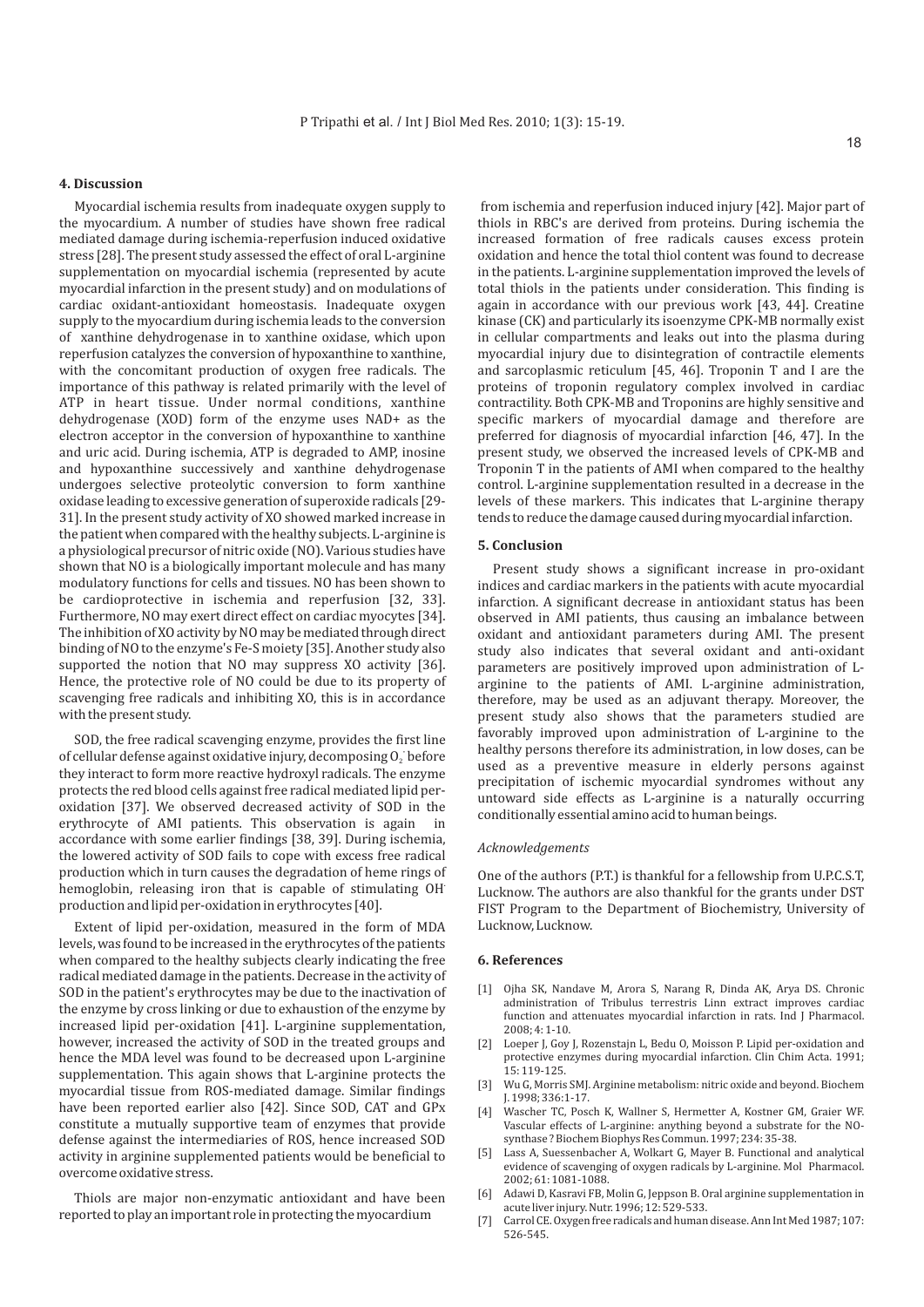## 4. Discussion

Myocardial ischemia results from inadequate oxygen supply to the myocardium. A number of studies have shown free radical mediated damage during ischemia-reperfusion induced oxidative stress [28]. The present study assessed the effect of oral L-arginine supplementation on myocardial ischemia (represented by acute myocardial infarction in the present study) and on modulations of cardiac oxidant-antioxidant homeostasis. Inadequate oxygen supply to the myocardium during ischemia leads to the conversion of xanthine dehydrogenase in to xanthine oxidase, which upon reperfusion catalyzes the conversion of hypoxanthine to xanthine, with the concomitant production of oxygen free radicals. The importance of this pathway is related primarily with the level of ATP in heart tissue. Under normal conditions, xanthine dehydrogenase (XOD) form of the enzyme uses NAD+ as the electron acceptor in the conversion of hypoxanthine to xanthine and uric acid. During ischemia, ATP is degraded to AMP, inosine and hypoxanthine successively and xanthine dehydrogenase undergoes selective proteolytic conversion to form xanthine oxidase leading to excessive generation of superoxide radicals [29-31]. In the present study activity of XO showed marked increase in the patient when compared with the healthy subjects. L-arginine is a physiological precursor of nitric oxide (NO). Various studies have shown that NO is a biologically important molecule and has many modulatory functions for cells and tissues. NO has been shown to be cardioprotective in ischemia and reperfusion [32, 33]. Furthermore, NO may exert direct effect on cardiac myocytes [34]. The inhibition of XO activity by NO may be mediated through direct binding of NO to the enzyme's Fe-S moiety [35]. Another study also supported the notion that NO may suppress XO activity [36]. Hence, the protective role of NO could be due to its property of scavenging free radicals and inhibiting XO, this is in accordance with the present study.

SOD, the free radical scavenging enzyme, provides the first line of cellular defense against oxidative injury, decomposing $O_2^-$ before they interact to form more reactive hydroxyl radicals. The enzyme protects the red blood cells against free radical mediated lipid per-oxidation [37]. We observed decreased activity of SOD in the erythrocyte of AMI patients. This observation is again in accordance with some earlier findings [38, 39]. During ischemia, the lowered activity of SOD fails to cope with excess free radical production which in turn causes the degradation of heme rings of hemoglobin, releasing iron that is capable of stimulating $OH^-$ production and lipid per-oxidation in erythrocytes [40].

Extent of lipid per-oxidation, measured in the form of MDA levels, was found to be increased in the erythrocytes of the patients when compared to the healthy subjects clearly indicating the free radical mediated damage in the patients. Decrease in the activity of SOD in the patient's erythrocytes may be due to the inactivation of the enzyme by cross linking or due to exhaustion of the enzyme by increased lipid per-oxidation [41]. L-arginine supplementation, however, increased the activity of SOD in the treated groups and hence the MDA level was found to be decreased upon L-arginine supplementation. This again shows that L-arginine protects the myocardial tissue from ROS-mediated damage. Similar findings have been reported earlier also [42]. Since SOD, CAT and GPx constitute a mutually supportive team of enzymes that provide defense against the intermediaries of ROS, hence increased SOD activity in arginine supplemented patients would be beneficial to overcome oxidative stress.

Thiols are major non-enzymatic antioxidant and have been reported to play an important role in protecting the myocardium from ischemia and reperfusion induced injury [42]. Major part of thiols in RBC's are derived from proteins. During ischemia the increased formation of free radicals causes excess protein oxidation and hence the total thiol content was found to decrease in the patients. L-arginine supplementation improved the levels of total thiols in the patients under consideration. This finding is again in accordance with our previous work [43, 44]. Creatine kinase (CK) and particularly its isoenzyme CPK-MB normally exist in cellular compartments and leaks out into the plasma during myocardial injury due to disintegration of contractile elements and sarcoplasmic reticulum [45, 46]. Troponin T and I are the proteins of troponin regulatory complex involved in cardiac contractility. Both CPK-MB and Troponins are highly sensitive and specific markers of myocardial damage and therefore are preferred for diagnosis of myocardial infarction [46, 47]. In the present study, we observed the increased levels of CPK-MB and Troponin T in the patients of AMI when compared to the healthy control. L-arginine supplementation resulted in a decrease in the levels of these markers. This indicates that L-arginine therapy tends to reduce the damage caused during myocardial infarction.

## 5. Conclusion

Present study shows a significant increase in pro-oxidant indices and cardiac markers in the patients with acute myocardial infarction. A significant decrease in antioxidant status has been observed in AMI patients, thus causing an imbalance between oxidant and antioxidant parameters during AMI. The present study also indicates that several oxidant and anti-oxidant parameters are positively improved upon administration of L-arginine to the patients of AMI. L-arginine administration, therefore, may be used as an adjuvant therapy. Moreover, the present study also shows that the parameters studied are favorably improved upon administration of L-arginine to the healthy persons therefore its administration, in low doses, can be used as a preventive measure in elderly persons against precipitation of ischemic myocardial syndromes without any untoward side effects as L-arginine is a naturally occurring conditionally essential amino acid to human beings.

*Acknowledgements*

One of the authors (P.T.) is thankful for a fellowship from U.P.C.S.T, Lucknow. The authors are also thankful for the grants under DST FIST Program to the Department of Biochemistry, University of Lucknow, Lucknow.

## 6. References

[1] Ojha SK, Nandave M, Arora S, Narang R, Dinda AK, Arya DS. Chronic administration of Tribulus terrestris Linn extract improves cardiac function and attenuates myocardial infarction in rats. Ind J Pharmacol. 2008; 4: 1-10.

[2] Loeper J, Goy J, Rozenstajn L, Bedu O, Moisson P. Lipid per-oxidation and protective enzymes during myocardial infarction. Clin Chim Acta. 1991; 15: 119-125.

[3] Wu G, Morris SMJ. Arginine metabolism: nitric oxide and beyond. Biochem J. 1998; 336:1-17.

[4] Wascher TC, Posch K, Wallner S, Hermetter A, Kostner GM, Graier WF. Vascular effects of L-arginine: anything beyond a substrate for the NO-synthase? Biochem Biophys Res Commun. 1997; 234: 35-38.

[5] Lass A, Suessenbacher A, Wolkart G, Mayer B. Functional and analytical evidence of scavenging of oxygen radicals by L-arginine. Mol Pharmacol. 2002; 61: 1081-1088.

[6] Adawi D, Kasravi FB, Molin G, Jeppson B. Oral arginine supplementation in acute liver injury. Nutr. 1996; 12: 529-533.

[7] Carrol CE. Oxygen free radicals and human disease. Ann Int Med 1987; 107: 526-545.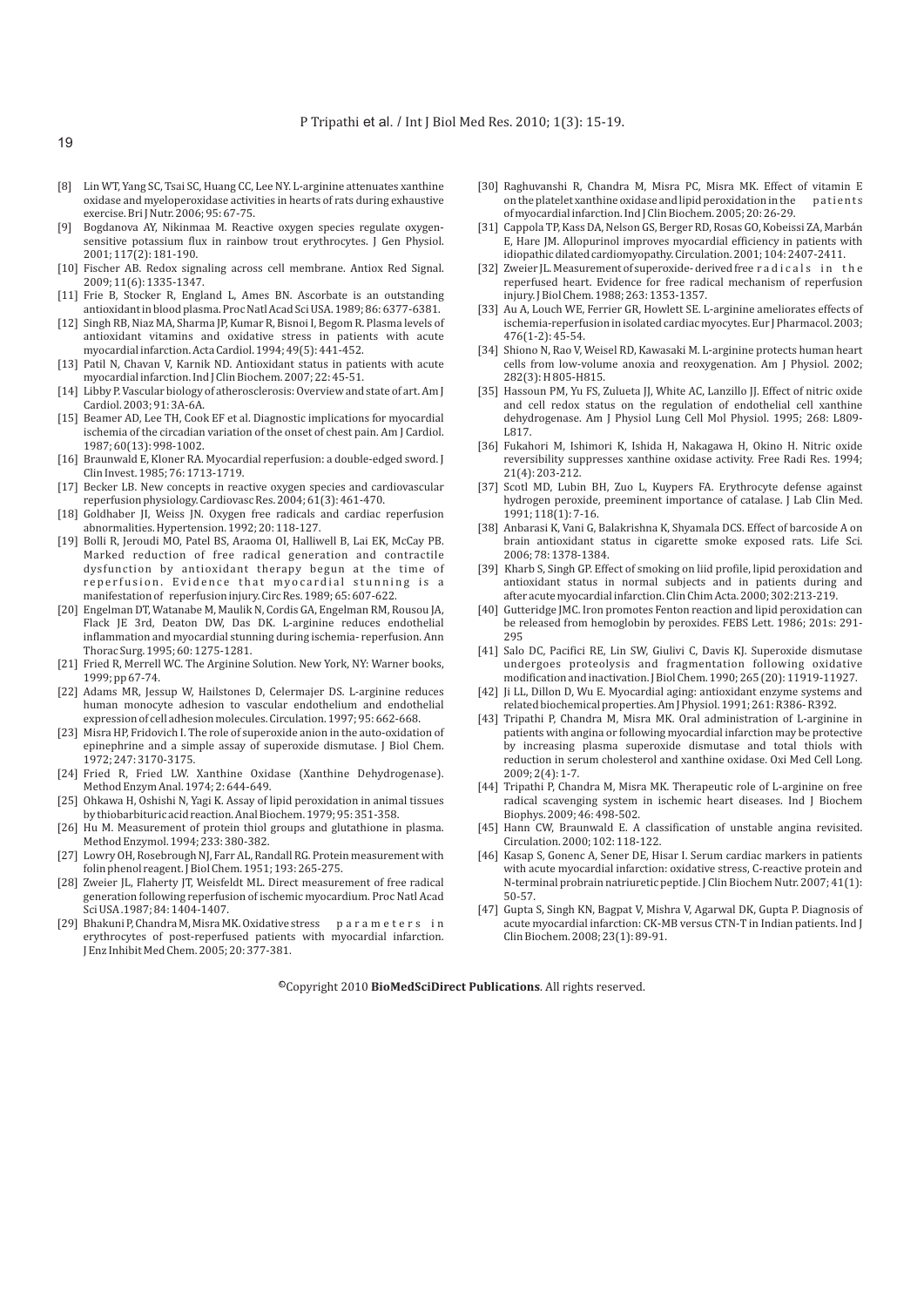[8] Lin WT, Yang SC, Tsai SC, Huang CC, Lee NY. L-arginine attenuates xanthine oxidase and myeloperoxidase activities in hearts of rats during exhaustive exercise. Bri J Nutr. 2006; 95: 67-75.

[9] Bogdanova AY, Nikinmaa M. Reactive oxygen species regulate oxygen-sensitive potassium flux in rainbow trout erythrocytes. J Gen Physiol. 2001; 117(2): 181-190.

[10] Fischer AB. Redox signaling across cell membrane. Antiox Red Signal. 2009; 11(6): 1335-1347.

[11] Frie B, Stocker R, England L, Ames BN. Ascorbate is an outstanding antioxidant in blood plasma. Proc Natl Acad Sci USA. 1989; 86: 6377-6381.

[12] Singh RB, Niaz MA, Sharma JP, Kumar R, Bisnoi I, Begom R. Plasma levels of antioxidant vitamins and oxidative stress in patients with acute myocardial infarction. Acta Cardiol. 1994; 49(5): 441-452.

[13] Patil N, Chavan V, Karnik ND. Antioxidant status in patients with acute myocardial infarction. Ind J Clin Biochem. 2007; 22: 45-51.

[14] Libby P. Vascular biology of atherosclerosis: Overview and state of art. Am J Cardiol. 2003; 91: 3A-6A.

[15] Beamer AD, Lee TH, Cook EF et al. Diagnostic implications for myocardial ischemia of the circadian variation of the onset of chest pain. Am J Cardiol. 1987; 60(13): 998-1002.

[16] Braunwald E, Kloner RA. Myocardial reperfusion: a double-edged sword. J Clin Invest. 1985; 76: 1713-1719.

[17] Becker LB. New concepts in reactive oxygen species and cardiovascular reperfusion physiology. Cardiovasc Res. 2004; 61(3): 461-470.

[18] Goldhaber JI, Weiss JN. Oxygen free radicals and cardiac reperfusion abnormalities. Hypertension. 1992; 20: 118-127.

[19] Bolli R, Jeroudi MO, Patel BS, Araoma OI, Halliwell B, Lai EK, McCay PB. Marked reduction of free radical generation and contractile dysfunction by antioxidant therapy begun at the time of reperfusion. Evidence that myocardial stunning is a manifestation of reperfusion injury. Circ Res. 1989; 65: 607-622.

[20] Engelman DT, Watanabe M, Maulik N, Cordis GA, Engelman RM, Rousou JA, Flack JE 3rd, Deaton DW, Das DK. L-arginine reduces endothelial inflammation and myocardial stunning during ischemia- reperfusion. Ann Thorac Surg. 1995; 60: 1275-1281.

[21] Fried R, Merrell WC. The Arginine Solution. New York, NY: Warner books, 1999; pp 67-74.

[22] Adams MR, Jessup W, Hailstones D, Celermajer DS. L-arginine reduces human monocyte adhesion to vascular endothelium and endothelial expression of cell adhesion molecules. Circulation. 1997; 95: 662-668.

[23] Misra HP, Fridovich I. The role of superoxide anion in the auto-oxidation of epinephrine and a simple assay of superoxide dismutase. J Biol Chem. 1972; 247: 3170-3175.

[24] Fried R, Fried LW. Xanthine Oxidase (Xanthine Dehydrogenase). Method Enzym Anal. 1974; 2: 644-649.

[25] Ohkawa H, Oshishi N, Yagi K. Assay of lipid peroxidation in animal tissues by thiobarbituric acid reaction. Anal Biochem. 1979; 95: 351-358.

[26] Hu M. Measurement of protein thiol groups and glutathione in plasma. Method Enzymol. 1994; 233: 380-382.

[27] Lowry OH, Rosebrough NJ, Farr AL, Randall RG. Protein measurement with folin phenol reagent. J Biol Chem. 1951; 193: 265-275.

[28] Zweier JL, Flaherty JT, Weisfeldt ML. Direct measurement of free radical generation following reperfusion of ischemic myocardium. Proc Natl Acad Sci USA .1987; 84: 1404-1407.

[29] Bhakuni P, Chandra M, Misra MK. Oxidative stress parameters in erythrocytes of post-reperfused patients with myocardial infarction. J Enz Inhibit Med Chem. 2005; 20: 377-381.

[30] Raghuvanshi R, Chandra M, Misra PC, Misra MK. Effect of vitamin E on the platelet xanthine oxidase and lipid peroxidation in the patients of myocardial infarction. Ind J Clin Biochem. 2005; 20: 26-29.

[31] Cappola TP, Kass DA, Nelson GS, Berger RD, Rosas GO, Kobeissi ZA, Marbán E, Hare JM. Allopurinol improves myocardial efficiency in patients with idiopathic dilated cardiomyopathy. Circulation. 2001; 104: 2407-2411.

[32] Zweier JL. Measurement of superoxide- derived free radicals in the reperfused heart. Evidence for free radical mechanism of reperfusion injury. J Biol Chem. 1988; 263: 1353-1357.

[33] Au A, Louch WE, Ferrier GR, Howlett SE. L-arginine ameliorates effects of ischemia-reperfusion in isolated cardiac myocytes. Eur J Pharmacol. 2003; 476(1-2): 45-54.

[34] Shiono N, Rao V, Weisel RD, Kawasaki M. L-arginine protects human heart cells from low-volume anoxia and reoxygenation. Am J Physiol. 2002; 282(3): H805-H815.

[35] Hassoun PM, Yu FS, Zulueta JJ, White AC, Lanzillo JJ. Effect of nitric oxide and cell redox status on the regulation of endothelial cell xanthine dehydrogenase. Am J Physiol Lung Cell Mol Physiol. 1995; 268: L809-L817.

[36] Fukahori M, Ishimori K, Ishida H, Nakagawa H, Okino H. Nitric oxide reversibility suppresses xanthine oxidase activity. Free Radi Res. 1994; 21(4): 203-212.

[37] Scotl MD, Lubin BH, Zuo L, Kuypers FA. Erythrocyte defense against hydrogen peroxide, preeminent importance of catalase. J Lab Clin Med. 1991; 118(1): 7-16.

[38] Anbarasi K, Vani G, Balakrishna K, Shyamala DCS. Effect of barcoside A on brain antioxidant status in cigarette smoke exposed rats. Life Sci. 2006; 78: 1378-1384.

[39] Kharb S, Singh GP. Effect of smoking on liid profile, lipid peroxidation and antioxidant status in normal subjects and in patients during and after acute myocardial infarction. Clin Chim Acta. 2000; 302:213-219.

[40] Gutteridge JMC. Iron promotes Fenton reaction and lipid peroxidation can be released from hemoglobin by peroxides. FEBS Lett. 1986; 201s: 291-295

[41] Salo DC, Pacifici RE, Lin SW, Giulivi C, Davis KJ. Superoxide dismutase undergoes proteolysis and fragmentation following oxidative modification and inactivation. J Biol Chem. 1990; 265 (20): 11919-11927.

[42] Ji LL, Dillon D, Wu E. Myocardial aging: antioxidant enzyme systems and related biochemical properties. Am J Physiol. 1991; 261: R386- R392.

[43] Tripathi P, Chandra M, Misra MK. Oral administration of L-arginine in patients with angina or following myocardial infarction may be protective by increasing plasma superoxide dismutase and total thiols with reduction in serum cholesterol and xanthine oxidase. Oxi Med Cell Long. 2009; 2(4): 1-7.

[44] Tripathi P, Chandra M, Misra MK. Therapeutic role of L-arginine on free radical scavenging system in ischemic heart diseases. Ind J Biochem Biophys. 2009; 46: 498-502.

[45] Hann CW, Braunwald E. A classification of unstable angina revisited. Circulation. 2000; 102: 118-122.

[46] Kasap S, Gonenc A, Sener DE, Hisar I. Serum cardiac markers in patients with acute myocardial infarction: oxidative stress, C-reactive protein and N-terminal probrain natriuretic peptide. J Clin Biochem Nutr. 2007; 41(1): 50-57.

[47] Gupta S, Singh KN, Bagpat V, Mishra V, Agarwal DK, Gupta P. Diagnosis of acute myocardial infarction: CK-MB versus CTN-T in Indian patients. Ind J Clin Biochem. 2008; 23(1): 89-91.

©Copyright 2010 **BioMedSciDirect Publications**. All rights reserved.